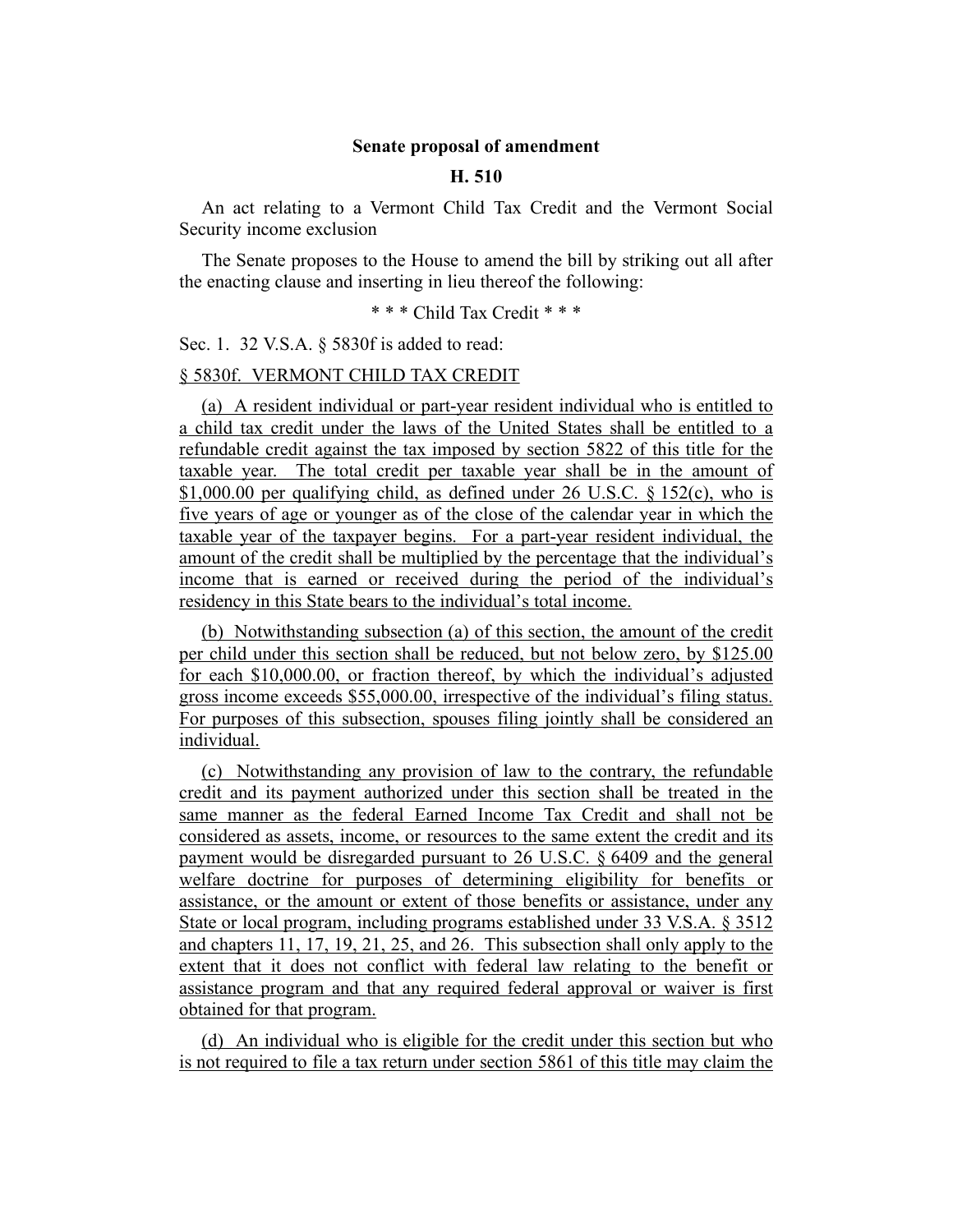**Senate proposal of amendment**

**H. 510**

An act relating to a Vermont Child Tax Credit and the Vermont Social Security income exclusion

The Senate proposes to the House to amend the bill by striking out all after the enacting clause and inserting in lieu thereof the following:

\* \* \* Child Tax Credit \* \* \*

Sec. 1. 32 V.S.A. § 5830f is added to read:

§ 5830f. VERMONT CHILD TAX CREDIT

(a) A resident individual or part-year resident individual who is entitled to a child tax credit under the laws of the United States shall be entitled to a refundable credit against the tax imposed by section 5822 of this title for the taxable year. The total credit per taxable year shall be in the amount of $1,000.00 per qualifying child, as defined under 26 U.S.C. § 152(c), who is five years of age or younger as of the close of the calendar year in which the taxable year of the taxpayer begins. For a part-year resident individual, the amount of the credit shall be multiplied by the percentage that the individual's income that is earned or received during the period of the individual's residency in this State bears to the individual's total income.

(b) Notwithstanding subsection (a) of this section, the amount of the credit per child under this section shall be reduced, but not below zero, by $125.00 for each $10,000.00, or fraction thereof, by which the individual's adjusted gross income exceeds $55,000.00, irrespective of the individual's filing status. For purposes of this subsection, spouses filing jointly shall be considered an individual.

(c) Notwithstanding any provision of law to the contrary, the refundable credit and its payment authorized under this section shall be treated in the same manner as the federal Earned Income Tax Credit and shall not be considered as assets, income, or resources to the same extent the credit and its payment would be disregarded pursuant to 26 U.S.C. § 6409 and the general welfare doctrine for purposes of determining eligibility for benefits or assistance, or the amount or extent of those benefits or assistance, under any State or local program, including programs established under 33 V.S.A. § 3512 and chapters 11, 17, 19, 21, 25, and 26. This subsection shall only apply to the extent that it does not conflict with federal law relating to the benefit or assistance program and that any required federal approval or waiver is first obtained for that program.

(d) An individual who is eligible for the credit under this section but who is not required to file a tax return under section 5861 of this title may claim the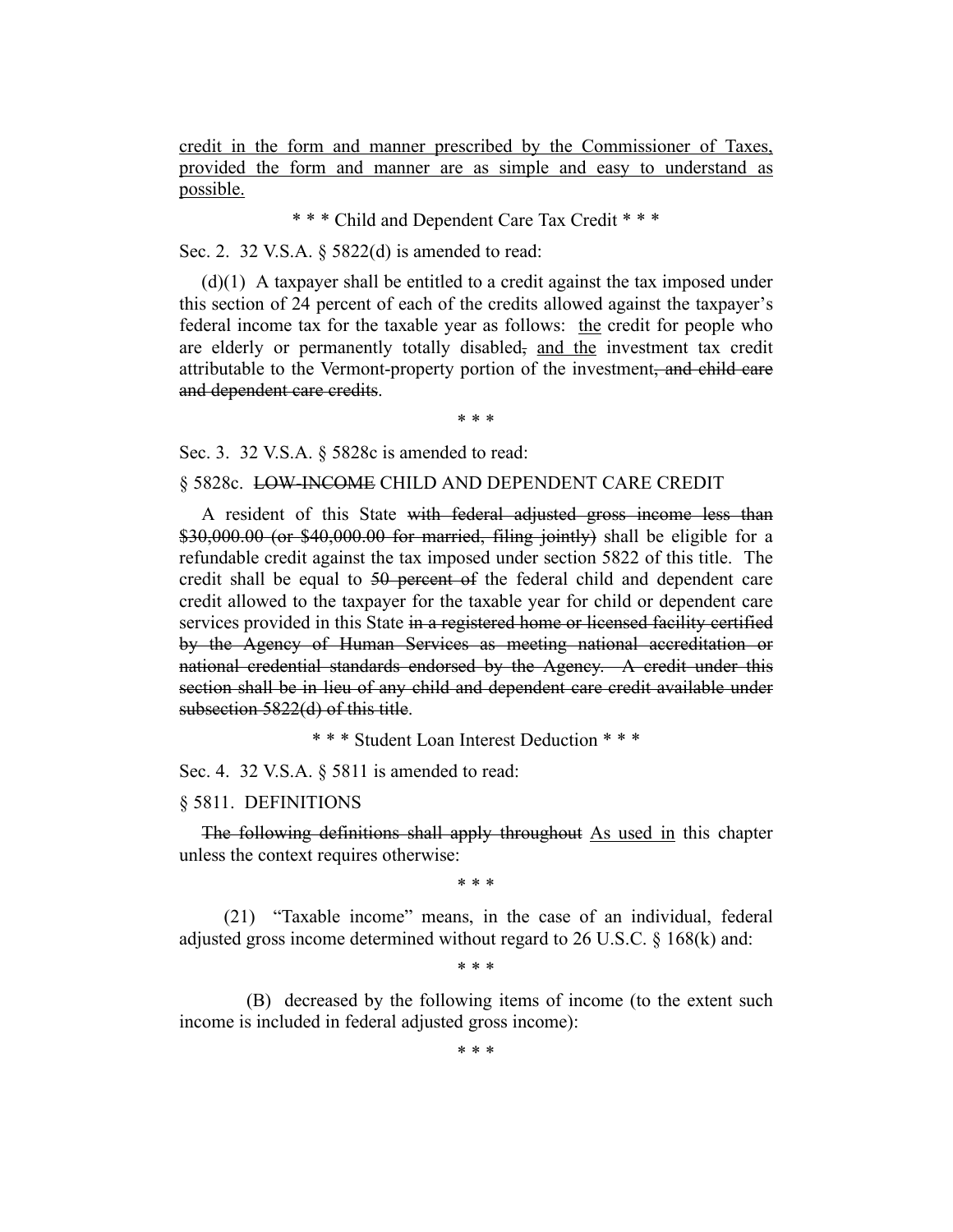<u>credit in the form and manner prescribed by the Commissioner of Taxes, provided the form and manner are as simple and easy to understand as possible.</u>

\* \* \* Child and Dependent Care Tax Credit \* \* \*

Sec. 2. 32 V.S.A. § 5822(d) is amended to read:

(d)(1) A taxpayer shall be entitled to a credit against the tax imposed under this section of 24 percent of each of the credits allowed against the taxpayer's federal income tax for the taxable year as follows: <u>the</u> credit for people who are elderly or permanently totally disabled~~,~~ <u>and the</u> investment tax credit attributable to the Vermont-property portion of the investment~~, and child care and dependent care credits~~.

\* \* \*

Sec. 3. 32 V.S.A. § 5828c is amended to read:

§ 5828c. ~~LOW-INCOME~~ CHILD AND DEPENDENT CARE CREDIT

A resident of this State ~~with federal adjusted gross income less than $30,000.00 (or $40,000.00 for married, filing jointly)~~ shall be eligible for a refundable credit against the tax imposed under section 5822 of this title. The credit shall be equal to ~~50 percent of~~ the federal child and dependent care credit allowed to the taxpayer for the taxable year for child or dependent care services provided in this State ~~in a registered home or licensed facility certified by the Agency of Human Services as meeting national accreditation or national credential standards endorsed by the Agency. A credit under this section shall be in lieu of any child and dependent care credit available under subsection 5822(d) of this title~~.

\* \* \* Student Loan Interest Deduction \* \* \*

Sec. 4. 32 V.S.A. § 5811 is amended to read:

§ 5811. DEFINITIONS

~~The following definitions shall apply throughout~~ <u>As used in</u> this chapter unless the context requires otherwise:

\* \* \*

(21) "Taxable income" means, in the case of an individual, federal adjusted gross income determined without regard to 26 U.S.C. § 168(k) and:

\* \* \*

(B) decreased by the following items of income (to the extent such income is included in federal adjusted gross income):

\* \* \*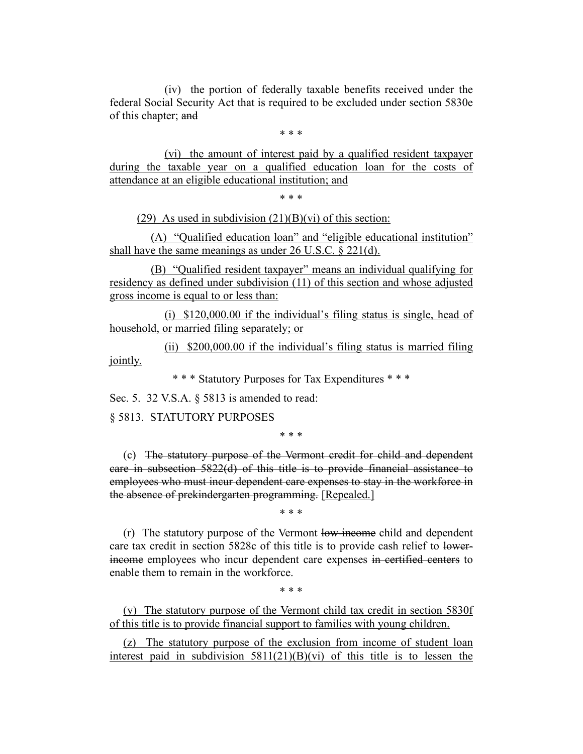(iv) the portion of federally taxable benefits received under the federal Social Security Act that is required to be excluded under section 5830e of this chapter; ~~and~~

\* \* \*

<u>(vi) the amount of interest paid by a qualified resident taxpayer during the taxable year on a qualified education loan for the costs of attendance at an eligible educational institution; and</u>

\* \* \*

<u>(29) As used in subdivision (21)(B)(vi) of this section:</u>

<u>(A) "Qualified education loan" and "eligible educational institution" shall have the same meanings as under 26 U.S.C. § 221(d).</u>

<u>(B) "Qualified resident taxpayer" means an individual qualifying for residency as defined under subdivision (11) of this section and whose adjusted gross income is equal to or less than:</u>

<u>(i) $120,000.00 if the individual's filing status is single, head of household, or married filing separately; or</u>

<u>(ii) $200,000.00 if the individual's filing status is married filing jointly.</u>

\* \* \* Statutory Purposes for Tax Expenditures \* \* \*

Sec. 5. 32 V.S.A. § 5813 is amended to read:

§ 5813. STATUTORY PURPOSES

\* \* \*

(c) ~~The statutory purpose of the Vermont credit for child and dependent care in subsection 5822(d) of this title is to provide financial assistance to employees who must incur dependent care expenses to stay in the workforce in the absence of prekindergarten programming.~~ <u>[Repealed.]</u>

\* \* \*

(r) The statutory purpose of the Vermont ~~low-income~~ child and dependent care tax credit in section 5828c of this title is to provide cash relief to ~~lower-income~~ employees who incur dependent care expenses ~~in certified centers~~ to enable them to remain in the workforce.

\* \* \*

<u>(y) The statutory purpose of the Vermont child tax credit in section 5830f of this title is to provide financial support to families with young children.</u>

<u>(z) The statutory purpose of the exclusion from income of student loan interest paid in subdivision 5811(21)(B)(vi) of this title is to lessen the</u>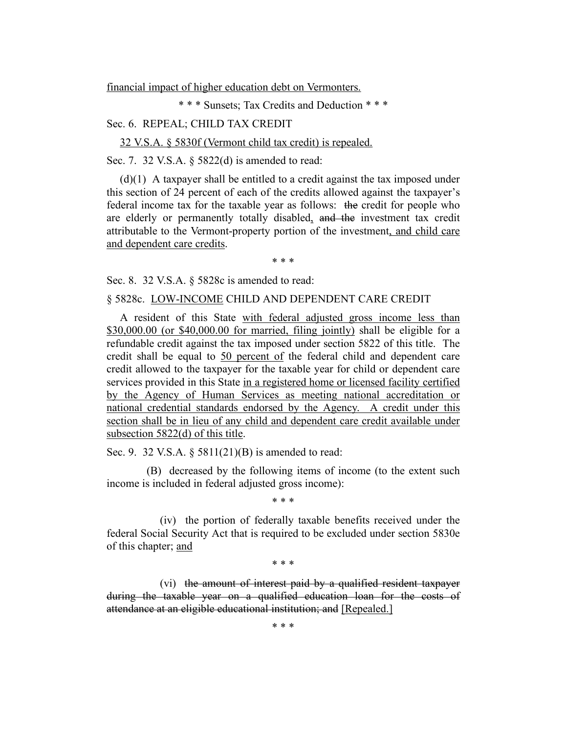financial impact of higher education debt on Vermonters.

\* \* \* Sunsets; Tax Credits and Deduction \* \* \*

Sec. 6. REPEAL; CHILD TAX CREDIT

32 V.S.A. § 5830f (Vermont child tax credit) is repealed.

Sec. 7. 32 V.S.A. § 5822(d) is amended to read:

(d)(1) A taxpayer shall be entitled to a credit against the tax imposed under this section of 24 percent of each of the credits allowed against the taxpayer's federal income tax for the taxable year as follows: ~~the~~ credit for people who are elderly or permanently totally disabled, ~~and the~~ investment tax credit attributable to the Vermont-property portion of the investment, and child care and dependent care credits.

\* \* \*

Sec. 8. 32 V.S.A. § 5828c is amended to read:

§ 5828c. LOW-INCOME CHILD AND DEPENDENT CARE CREDIT

A resident of this State with federal adjusted gross income less than $30,000.00 (or $40,000.00 for married, filing jointly) shall be eligible for a refundable credit against the tax imposed under section 5822 of this title. The credit shall be equal to 50 percent of the federal child and dependent care credit allowed to the taxpayer for the taxable year for child or dependent care services provided in this State in a registered home or licensed facility certified by the Agency of Human Services as meeting national accreditation or national credential standards endorsed by the Agency. A credit under this section shall be in lieu of any child and dependent care credit available under subsection 5822(d) of this title.

Sec. 9. 32 V.S.A. § 5811(21)(B) is amended to read:

(B) decreased by the following items of income (to the extent such income is included in federal adjusted gross income):

\* \* \*

(iv) the portion of federally taxable benefits received under the federal Social Security Act that is required to be excluded under section 5830e of this chapter; and

\* \* \*

(vi) ~~the amount of interest paid by a qualified resident taxpayer during the taxable year on a qualified education loan for the costs of attendance at an eligible educational institution; and~~ [Repealed.]

\* \* \*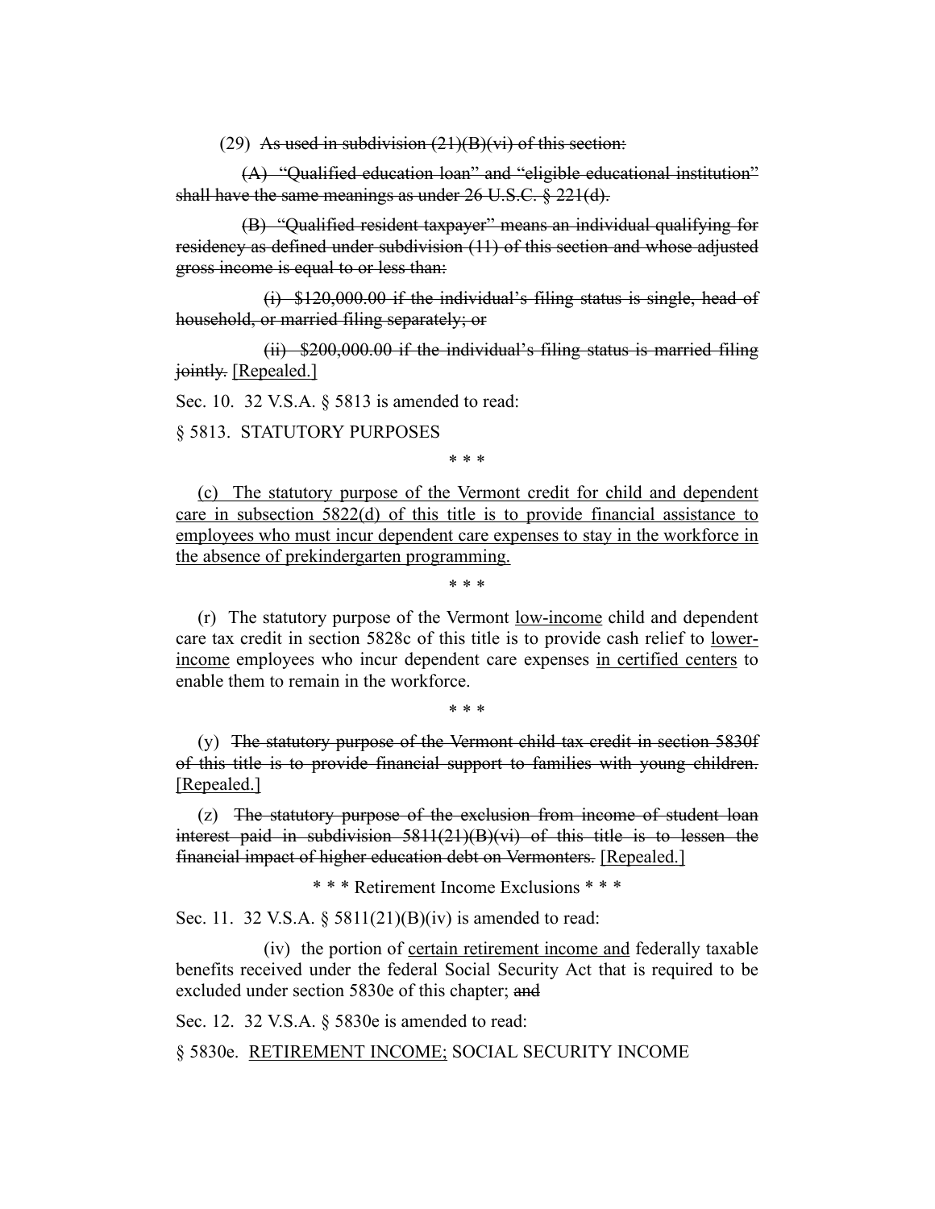(29) ~~As used in subdivision (21)(B)(vi) of this section:~~

~~(A) "Qualified education loan" and "eligible educational institution" shall have the same meanings as under 26 U.S.C. § 221(d).~~

~~(B) "Qualified resident taxpayer" means an individual qualifying for residency as defined under subdivision (11) of this section and whose adjusted gross income is equal to or less than:~~

~~(i) $120,000.00 if the individual's filing status is single, head of household, or married filing separately; or~~

~~(ii) $200,000.00 if the individual's filing status is married filing jointly.~~ [Repealed.]

Sec. 10. 32 V.S.A. § 5813 is amended to read:

§ 5813. STATUTORY PURPOSES

\* \* \*

(c) The statutory purpose of the Vermont credit for child and dependent care in subsection 5822(d) of this title is to provide financial assistance to employees who must incur dependent care expenses to stay in the workforce in the absence of prekindergarten programming.

\* \* \*

(r) The statutory purpose of the Vermont low-income child and dependent care tax credit in section 5828c of this title is to provide cash relief to lower-income employees who incur dependent care expenses in certified centers to enable them to remain in the workforce.

\* \* \*

(y) ~~The statutory purpose of the Vermont child tax credit in section 5830f of this title is to provide financial support to families with young children.~~ [Repealed.]

(z) ~~The statutory purpose of the exclusion from income of student loan interest paid in subdivision 5811(21)(B)(vi) of this title is to lessen the financial impact of higher education debt on Vermonters.~~ [Repealed.]

\* \* \* Retirement Income Exclusions \* \* \*

Sec. 11. 32 V.S.A. § 5811(21)(B)(iv) is amended to read:

(iv) the portion of certain retirement income and federally taxable benefits received under the federal Social Security Act that is required to be excluded under section 5830e of this chapter; ~~and~~

Sec. 12. 32 V.S.A. § 5830e is amended to read:

§ 5830e. RETIREMENT INCOME; SOCIAL SECURITY INCOME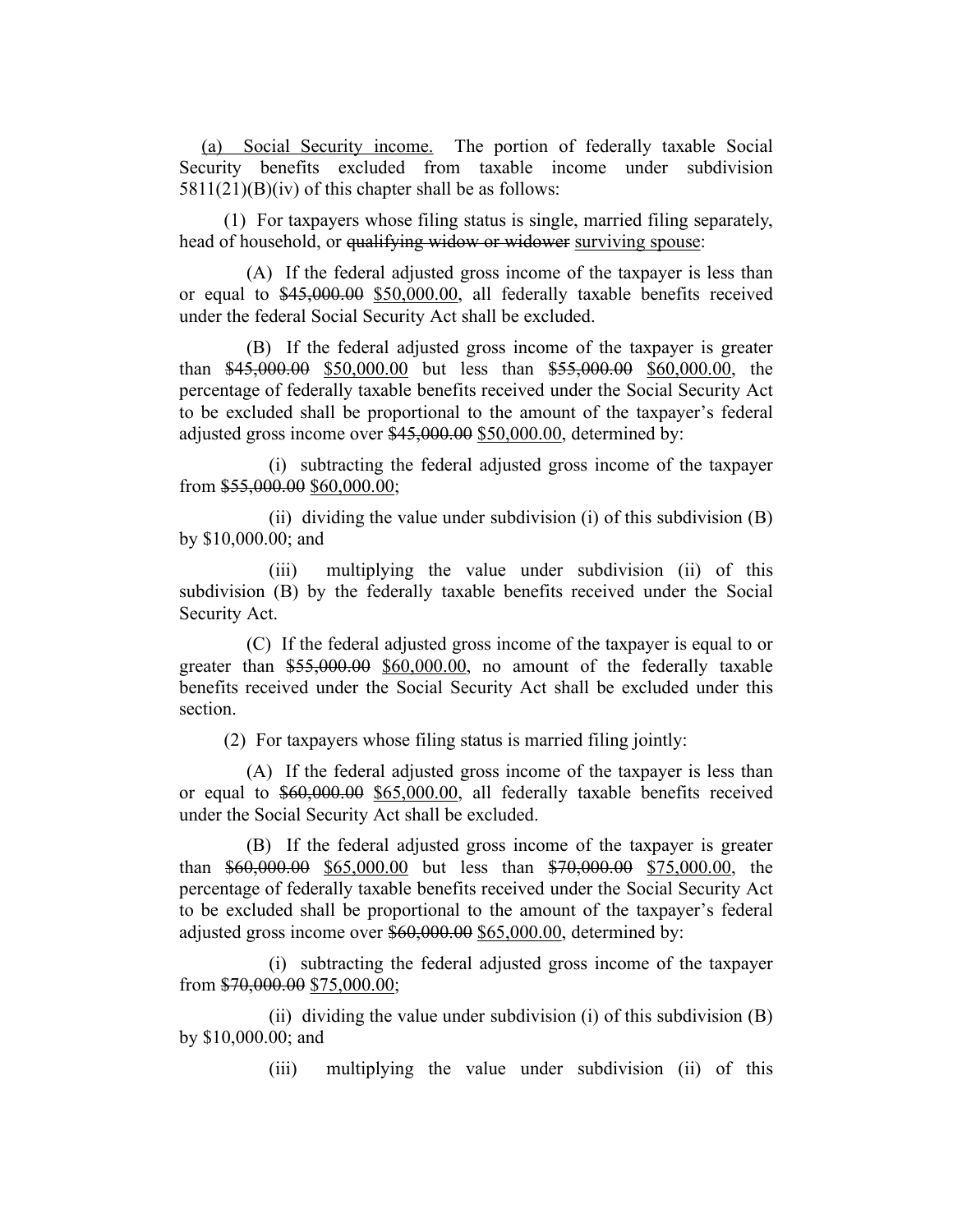(a) Social Security income. The portion of federally taxable Social Security benefits excluded from taxable income under subdivision 5811(21)(B)(iv) of this chapter shall be as follows:

(1) For taxpayers whose filing status is single, married filing separately, head of household, or ~~qualifying widow or widower~~ surviving spouse:

(A) If the federal adjusted gross income of the taxpayer is less than or equal to ~~$45,000.00~~ $50,000.00, all federally taxable benefits received under the federal Social Security Act shall be excluded.

(B) If the federal adjusted gross income of the taxpayer is greater than ~~$45,000.00~~ $50,000.00 but less than ~~$55,000.00~~ $60,000.00, the percentage of federally taxable benefits received under the Social Security Act to be excluded shall be proportional to the amount of the taxpayer's federal adjusted gross income over ~~$45,000.00~~ $50,000.00, determined by:

(i) subtracting the federal adjusted gross income of the taxpayer from ~~$55,000.00~~ $60,000.00;

(ii) dividing the value under subdivision (i) of this subdivision (B) by $10,000.00; and

(iii) multiplying the value under subdivision (ii) of this subdivision (B) by the federally taxable benefits received under the Social Security Act.

(C) If the federal adjusted gross income of the taxpayer is equal to or greater than ~~$55,000.00~~ $60,000.00, no amount of the federally taxable benefits received under the Social Security Act shall be excluded under this section.

(2) For taxpayers whose filing status is married filing jointly:

(A) If the federal adjusted gross income of the taxpayer is less than or equal to ~~$60,000.00~~ $65,000.00, all federally taxable benefits received under the Social Security Act shall be excluded.

(B) If the federal adjusted gross income of the taxpayer is greater than ~~$60,000.00~~ $65,000.00 but less than ~~$70,000.00~~ $75,000.00, the percentage of federally taxable benefits received under the Social Security Act to be excluded shall be proportional to the amount of the taxpayer's federal adjusted gross income over ~~$60,000.00~~ $65,000.00, determined by:

(i) subtracting the federal adjusted gross income of the taxpayer from ~~$70,000.00~~ $75,000.00;

(ii) dividing the value under subdivision (i) of this subdivision (B) by $10,000.00; and

(iii) multiplying the value under subdivision (ii) of this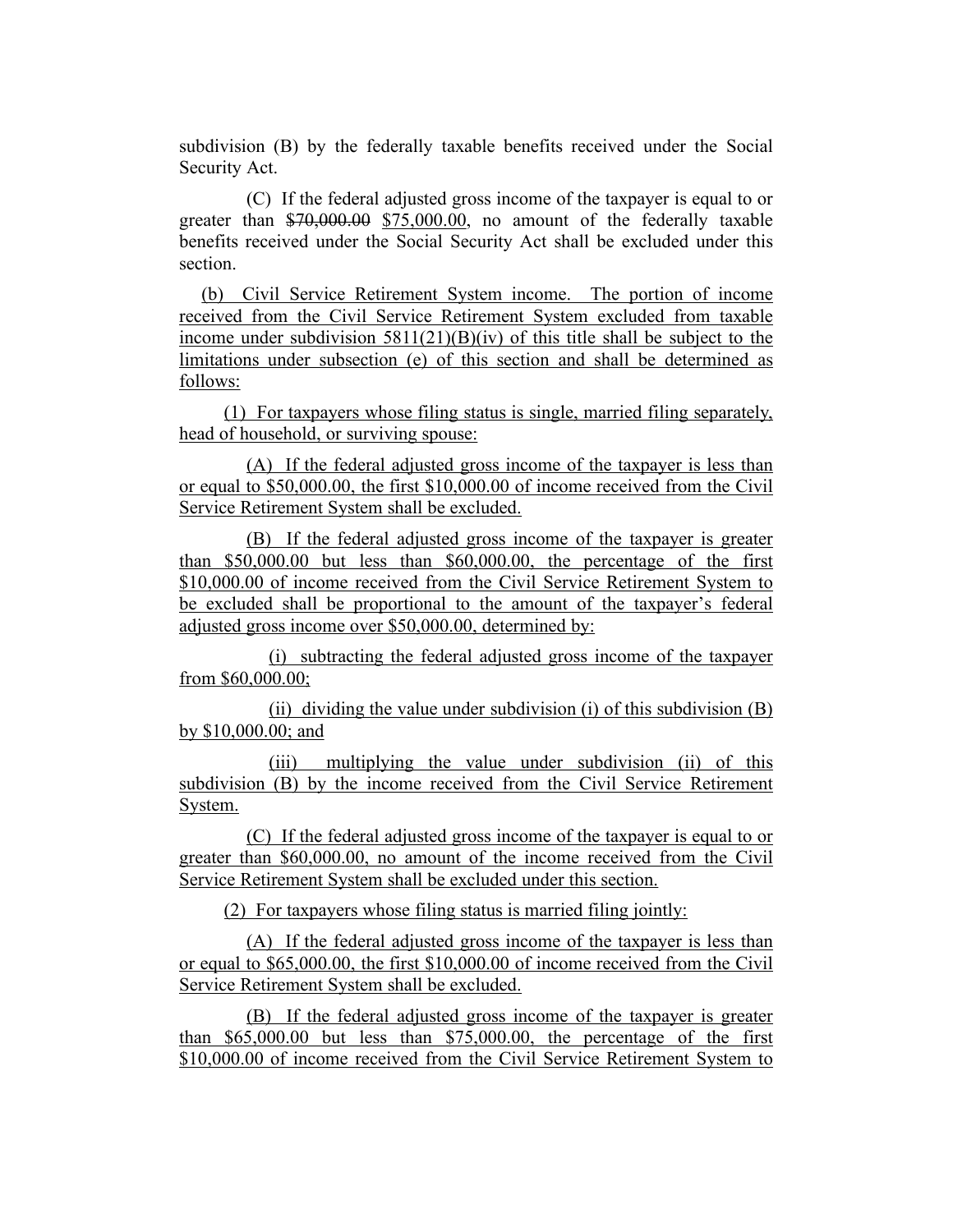subdivision (B) by the federally taxable benefits received under the Social Security Act.

(C) If the federal adjusted gross income of the taxpayer is equal to or greater than ~~$70,000.00~~ $75,000.00, no amount of the federally taxable benefits received under the Social Security Act shall be excluded under this section.

(b) Civil Service Retirement System income. The portion of income received from the Civil Service Retirement System excluded from taxable income under subdivision 5811(21)(B)(iv) of this title shall be subject to the limitations under subsection (e) of this section and shall be determined as follows:

(1) For taxpayers whose filing status is single, married filing separately, head of household, or surviving spouse:

(A) If the federal adjusted gross income of the taxpayer is less than or equal to $50,000.00, the first $10,000.00 of income received from the Civil Service Retirement System shall be excluded.

(B) If the federal adjusted gross income of the taxpayer is greater than $50,000.00 but less than $60,000.00, the percentage of the first $10,000.00 of income received from the Civil Service Retirement System to be excluded shall be proportional to the amount of the taxpayer's federal adjusted gross income over $50,000.00, determined by:

(i) subtracting the federal adjusted gross income of the taxpayer from $60,000.00;

(ii) dividing the value under subdivision (i) of this subdivision (B) by $10,000.00; and

(iii) multiplying the value under subdivision (ii) of this subdivision (B) by the income received from the Civil Service Retirement System.

(C) If the federal adjusted gross income of the taxpayer is equal to or greater than $60,000.00, no amount of the income received from the Civil Service Retirement System shall be excluded under this section.

(2) For taxpayers whose filing status is married filing jointly:

(A) If the federal adjusted gross income of the taxpayer is less than or equal to $65,000.00, the first $10,000.00 of income received from the Civil Service Retirement System shall be excluded.

(B) If the federal adjusted gross income of the taxpayer is greater than $65,000.00 but less than $75,000.00, the percentage of the first $10,000.00 of income received from the Civil Service Retirement System to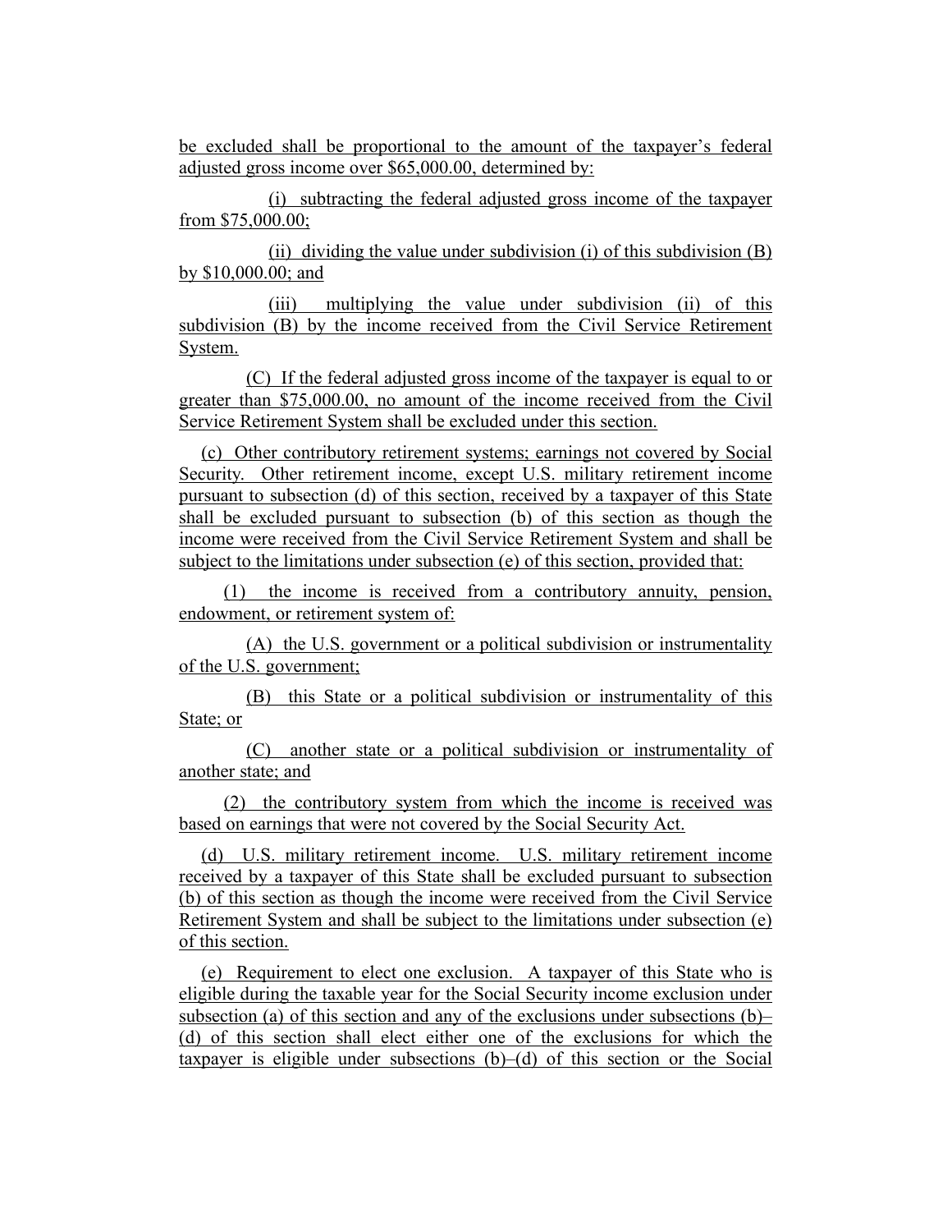be excluded shall be proportional to the amount of the taxpayer's federal adjusted gross income over $65,000.00, determined by:

(i) subtracting the federal adjusted gross income of the taxpayer from $75,000.00;

(ii) dividing the value under subdivision (i) of this subdivision (B) by $10,000.00; and

(iii) multiplying the value under subdivision (ii) of this subdivision (B) by the income received from the Civil Service Retirement System.

(C) If the federal adjusted gross income of the taxpayer is equal to or greater than $75,000.00, no amount of the income received from the Civil Service Retirement System shall be excluded under this section.

(c) Other contributory retirement systems; earnings not covered by Social Security. Other retirement income, except U.S. military retirement income pursuant to subsection (d) of this section, received by a taxpayer of this State shall be excluded pursuant to subsection (b) of this section as though the income were received from the Civil Service Retirement System and shall be subject to the limitations under subsection (e) of this section, provided that:

(1) the income is received from a contributory annuity, pension, endowment, or retirement system of:

(A) the U.S. government or a political subdivision or instrumentality of the U.S. government;

(B) this State or a political subdivision or instrumentality of this State; or

(C) another state or a political subdivision or instrumentality of another state; and

(2) the contributory system from which the income is received was based on earnings that were not covered by the Social Security Act.

(d) U.S. military retirement income. U.S. military retirement income received by a taxpayer of this State shall be excluded pursuant to subsection (b) of this section as though the income were received from the Civil Service Retirement System and shall be subject to the limitations under subsection (e) of this section.

(e) Requirement to elect one exclusion. A taxpayer of this State who is eligible during the taxable year for the Social Security income exclusion under subsection (a) of this section and any of the exclusions under subsections (b)–(d) of this section shall elect either one of the exclusions for which the taxpayer is eligible under subsections (b)–(d) of this section or the Social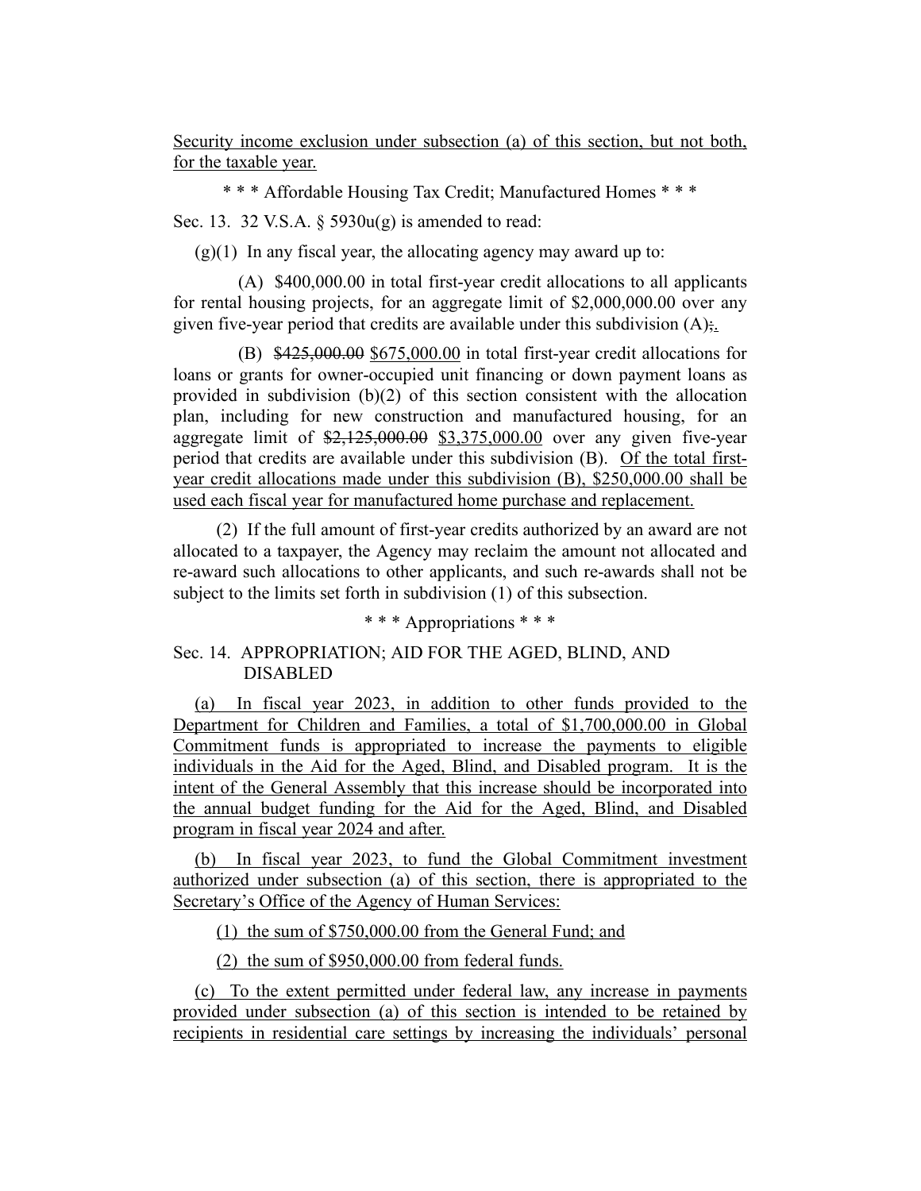Security income exclusion under subsection (a) of this section, but not both, for the taxable year.

\* \* \* Affordable Housing Tax Credit; Manufactured Homes \* \* \*

Sec. 13. 32 V.S.A. § 5930u(g) is amended to read:

(g)(1) In any fiscal year, the allocating agency may award up to:

(A) $400,000.00 in total first-year credit allocations to all applicants for rental housing projects, for an aggregate limit of $2,000,000.00 over any given five-year period that credits are available under this subdivision (A)~~;~~.

(B) ~~$425,000.00~~ $675,000.00 in total first-year credit allocations for loans or grants for owner-occupied unit financing or down payment loans as provided in subdivision (b)(2) of this section consistent with the allocation plan, including for new construction and manufactured housing, for an aggregate limit of ~~$2,125,000.00~~ $3,375,000.00 over any given five-year period that credits are available under this subdivision (B). Of the total first-year credit allocations made under this subdivision (B), $250,000.00 shall be used each fiscal year for manufactured home purchase and replacement.

(2) If the full amount of first-year credits authorized by an award are not allocated to a taxpayer, the Agency may reclaim the amount not allocated and re-award such allocations to other applicants, and such re-awards shall not be subject to the limits set forth in subdivision (1) of this subsection.

\* \* \* Appropriations \* \* \*

Sec. 14. APPROPRIATION; AID FOR THE AGED, BLIND, AND DISABLED

(a) In fiscal year 2023, in addition to other funds provided to the Department for Children and Families, a total of $1,700,000.00 in Global Commitment funds is appropriated to increase the payments to eligible individuals in the Aid for the Aged, Blind, and Disabled program. It is the intent of the General Assembly that this increase should be incorporated into the annual budget funding for the Aid for the Aged, Blind, and Disabled program in fiscal year 2024 and after.

(b) In fiscal year 2023, to fund the Global Commitment investment authorized under subsection (a) of this section, there is appropriated to the Secretary's Office of the Agency of Human Services:

(1) the sum of $750,000.00 from the General Fund; and

(2) the sum of $950,000.00 from federal funds.

(c) To the extent permitted under federal law, any increase in payments provided under subsection (a) of this section is intended to be retained by recipients in residential care settings by increasing the individuals' personal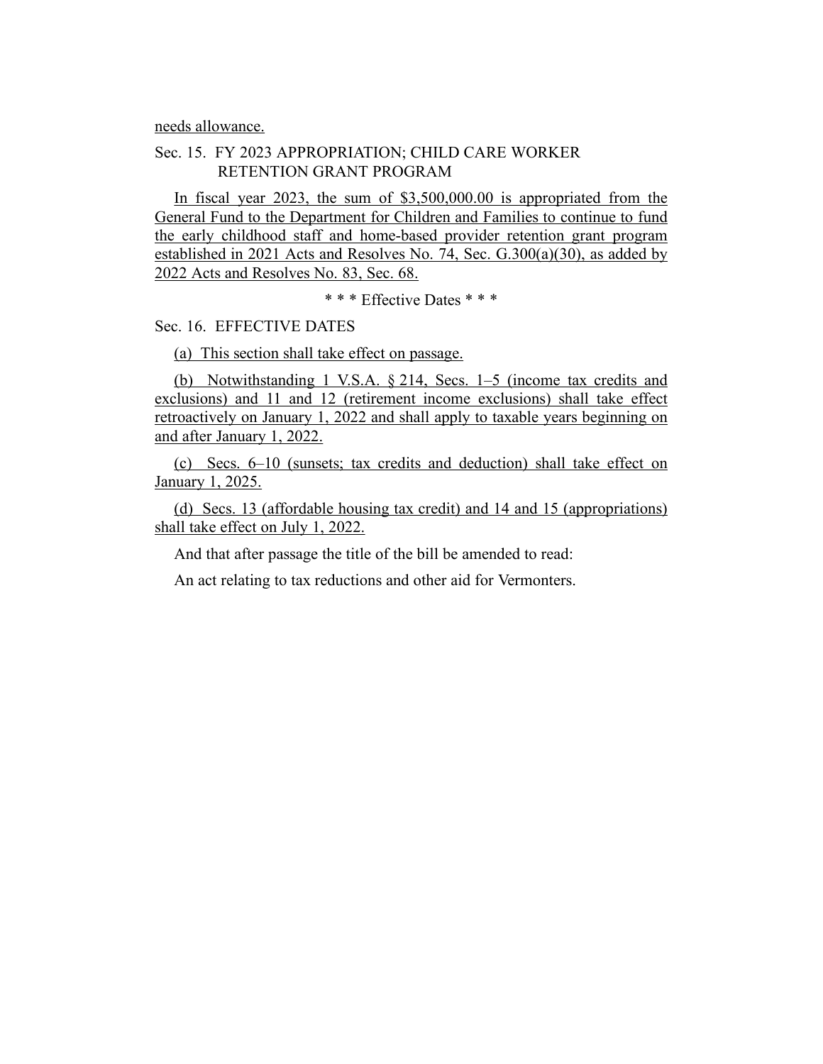needs allowance.

Sec. 15. FY 2023 APPROPRIATION; CHILD CARE WORKER RETENTION GRANT PROGRAM

In fiscal year 2023, the sum of $3,500,000.00 is appropriated from the General Fund to the Department for Children and Families to continue to fund the early childhood staff and home-based provider retention grant program established in 2021 Acts and Resolves No. 74, Sec. G.300(a)(30), as added by 2022 Acts and Resolves No. 83, Sec. 68.

\* \* \* Effective Dates \* \* \*

Sec. 16. EFFECTIVE DATES

(a) This section shall take effect on passage.

(b) Notwithstanding 1 V.S.A. § 214, Secs. 1–5 (income tax credits and exclusions) and 11 and 12 (retirement income exclusions) shall take effect retroactively on January 1, 2022 and shall apply to taxable years beginning on and after January 1, 2022.

(c) Secs. 6–10 (sunsets; tax credits and deduction) shall take effect on January 1, 2025.

(d) Secs. 13 (affordable housing tax credit) and 14 and 15 (appropriations) shall take effect on July 1, 2022.

And that after passage the title of the bill be amended to read:

An act relating to tax reductions and other aid for Vermonters.